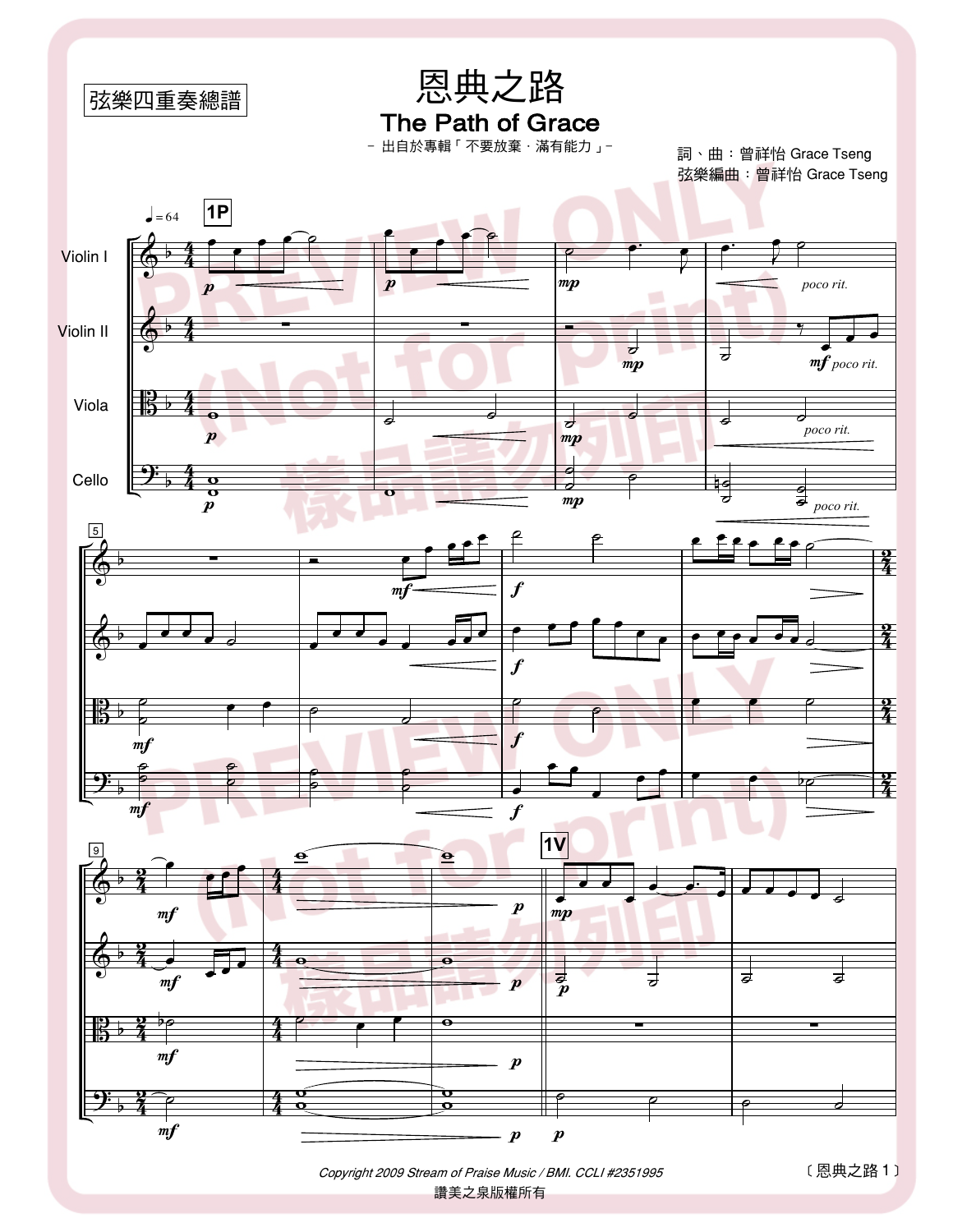弦樂四重奏總譜

# 恩典之路

## The Path of Grace

－ 出自於專輯「 不要放棄 · 滿有能力 」－

詞、曲：曾祥怡 Grace Tseng
弦樂編曲：曾祥怡 Grace Tseng

Copyright 2009 Stream of Praise Music / BMI. CCLI #2351995
讚美之泉版權所有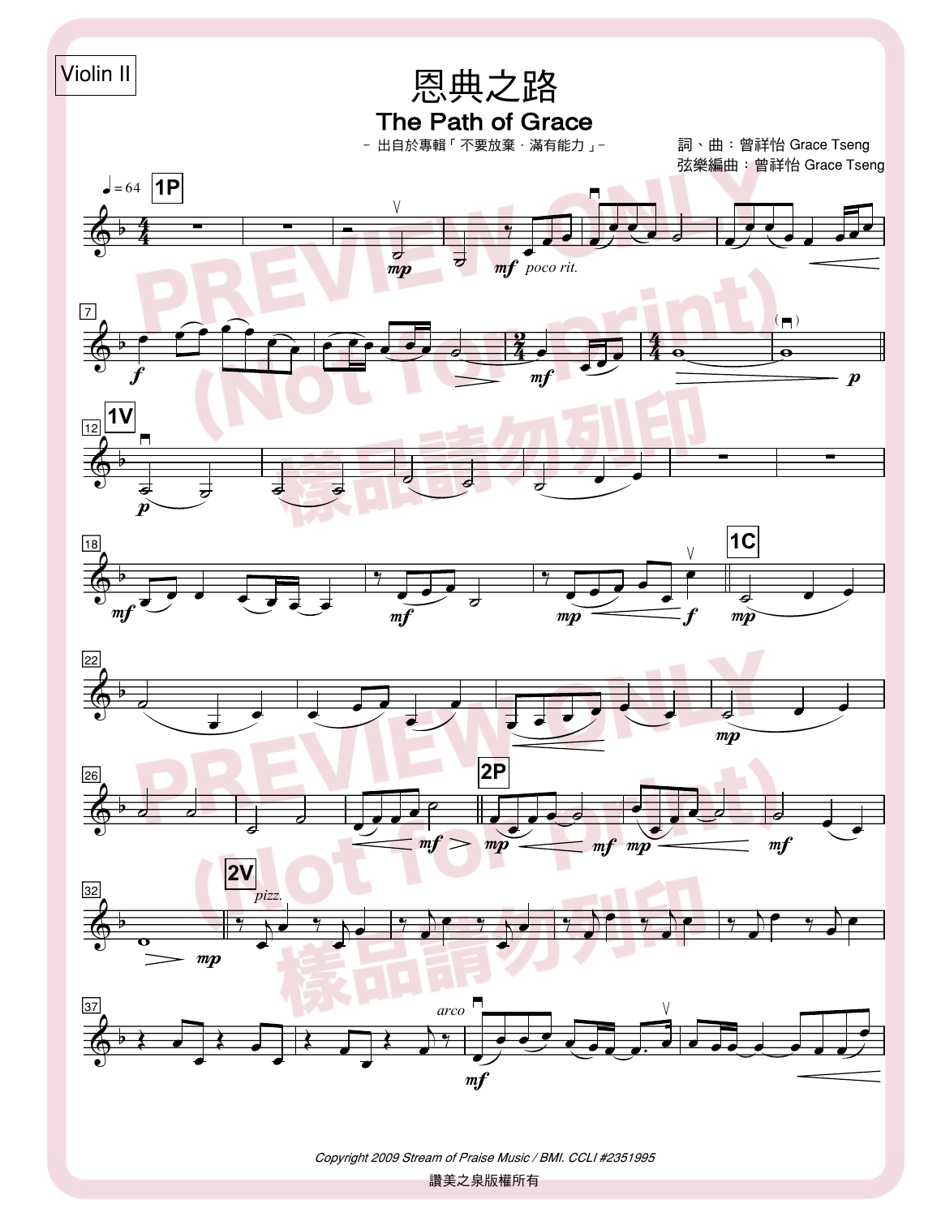Violin II

# 恩典之路

## The Path of Grace

- 出自於專輯「不要放棄・滿有能力」-

詞、曲：曾祥怡 Grace Tseng

弦樂編曲：曾祥怡 Grace Tseng

Copyright 2009 Stream of Praise Music / BMI. CCLI #2351995

讚美之泉版權所有